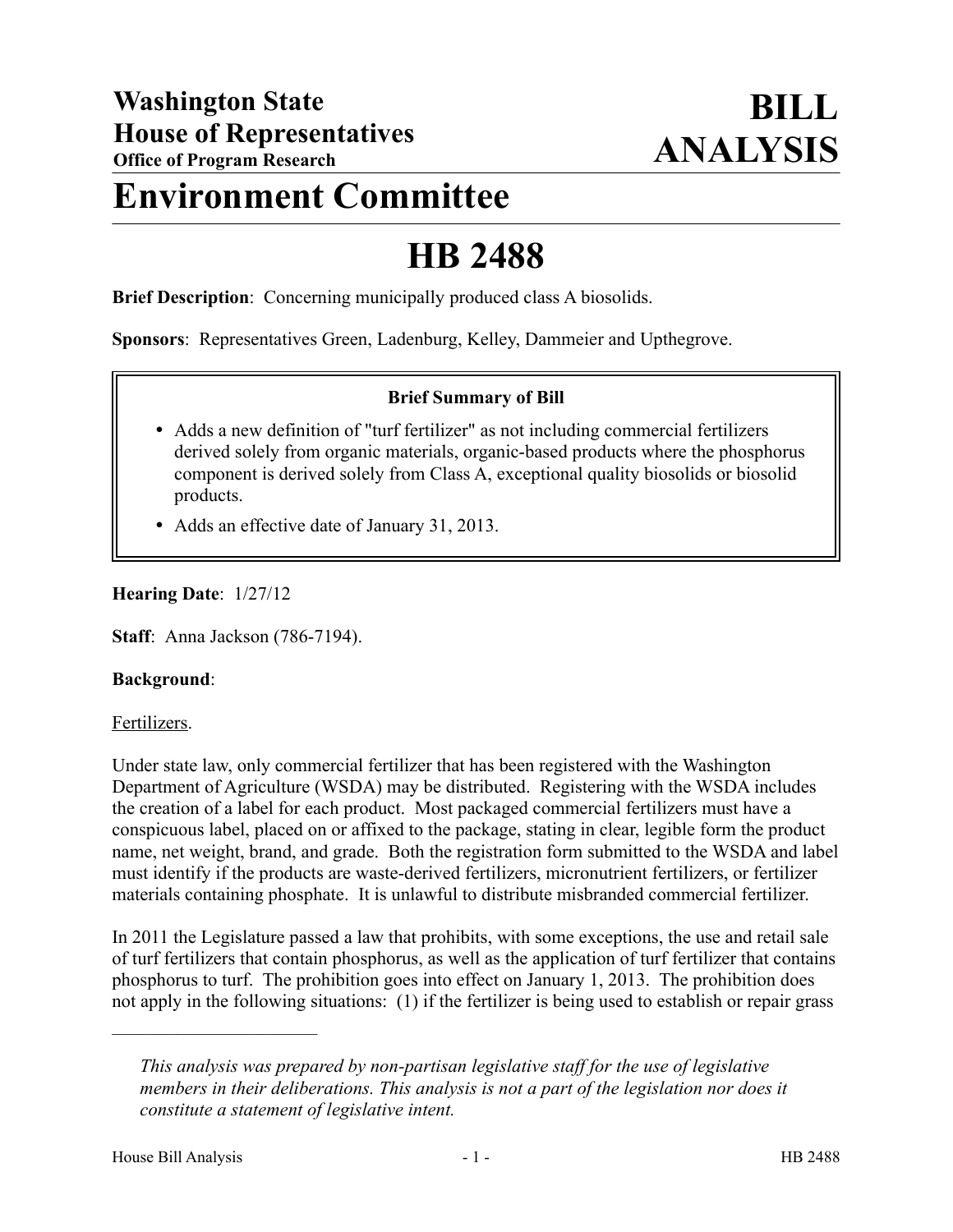# Washington State House of Representatives

**Office of Program Research**

# BILL ANALYSIS

# Environment Committee

# HB 2488

**Brief Description**: Concerning municipally produced class A biosolids.

**Sponsors**: Representatives Green, Ladenburg, Kelley, Dammeier and Upthegrove.

**Brief Summary of Bill**

- Adds a new definition of "turf fertilizer" as not including commercial fertilizers derived solely from organic materials, organic-based products where the phosphorus component is derived solely from Class A, exceptional quality biosolids or biosolid products.
- Adds an effective date of January 31, 2013.

**Hearing Date**: 1/27/12

**Staff**: Anna Jackson (786-7194).

**Background**:

Fertilizers.

Under state law, only commercial fertilizer that has been registered with the Washington Department of Agriculture (WSDA) may be distributed. Registering with the WSDA includes the creation of a label for each product. Most packaged commercial fertilizers must have a conspicuous label, placed on or affixed to the package, stating in clear, legible form the product name, net weight, brand, and grade. Both the registration form submitted to the WSDA and label must identify if the products are waste-derived fertilizers, micronutrient fertilizers, or fertilizer materials containing phosphate. It is unlawful to distribute misbranded commercial fertilizer.

In 2011 the Legislature passed a law that prohibits, with some exceptions, the use and retail sale of turf fertilizers that contain phosphorus, as well as the application of turf fertilizer that contains phosphorus to turf. The prohibition goes into effect on January 1, 2013. The prohibition does not apply in the following situations: (1) if the fertilizer is being used to establish or repair grass

---

*This analysis was prepared by non-partisan legislative staff for the use of legislative members in their deliberations. This analysis is not a part of the legislation nor does it constitute a statement of legislative intent.*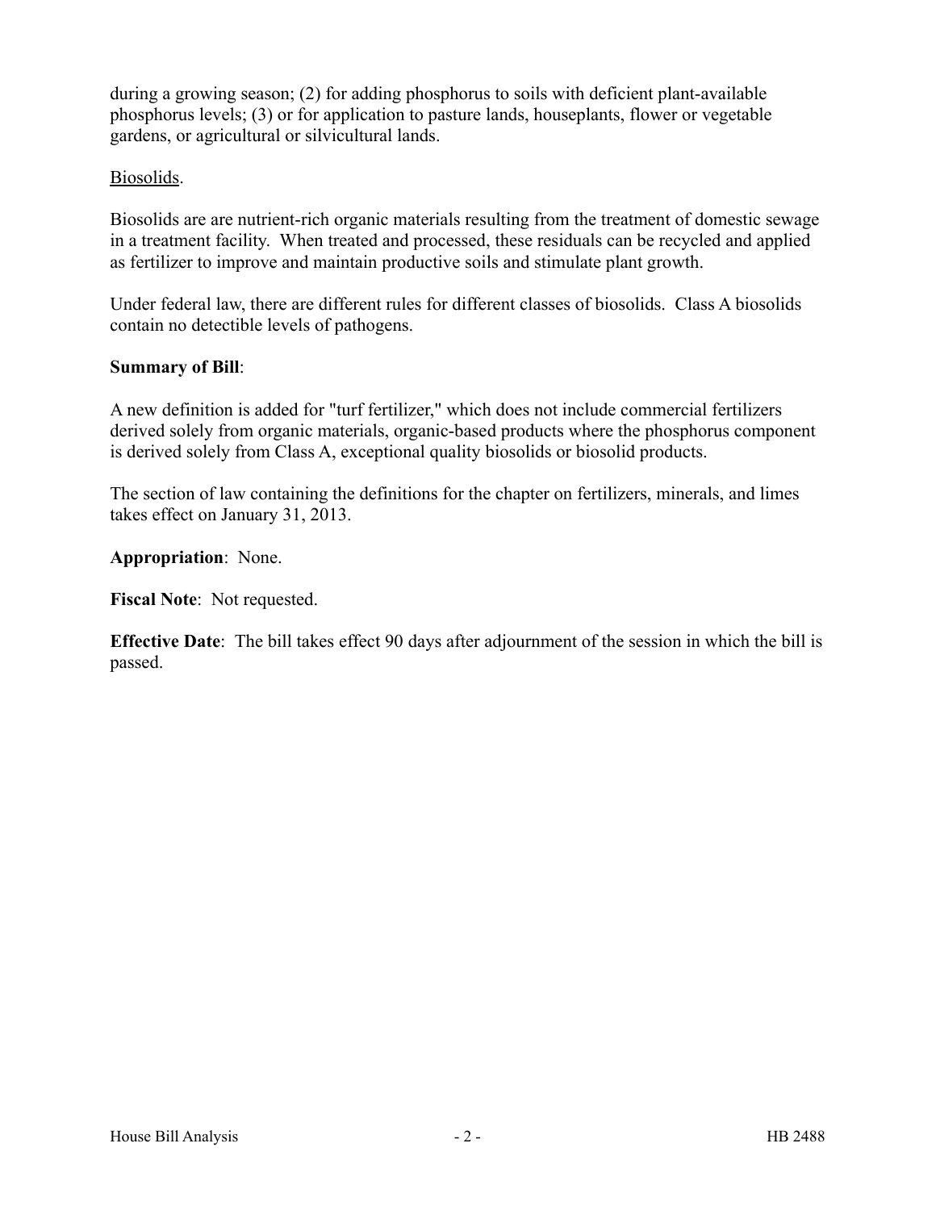during a growing season; (2) for adding phosphorus to soils with deficient plant-available phosphorus levels; (3) or for application to pasture lands, houseplants, flower or vegetable gardens, or agricultural or silvicultural lands.

Biosolids.

Biosolids are are nutrient-rich organic materials resulting from the treatment of domestic sewage in a treatment facility. When treated and processed, these residuals can be recycled and applied as fertilizer to improve and maintain productive soils and stimulate plant growth.

Under federal law, there are different rules for different classes of biosolids. Class A biosolids contain no detectible levels of pathogens.

**Summary of Bill**:

A new definition is added for "turf fertilizer," which does not include commercial fertilizers derived solely from organic materials, organic-based products where the phosphorus component is derived solely from Class A, exceptional quality biosolids or biosolid products.

The section of law containing the definitions for the chapter on fertilizers, minerals, and limes takes effect on January 31, 2013.

**Appropriation**: None.

**Fiscal Note**: Not requested.

**Effective Date**: The bill takes effect 90 days after adjournment of the session in which the bill is passed.